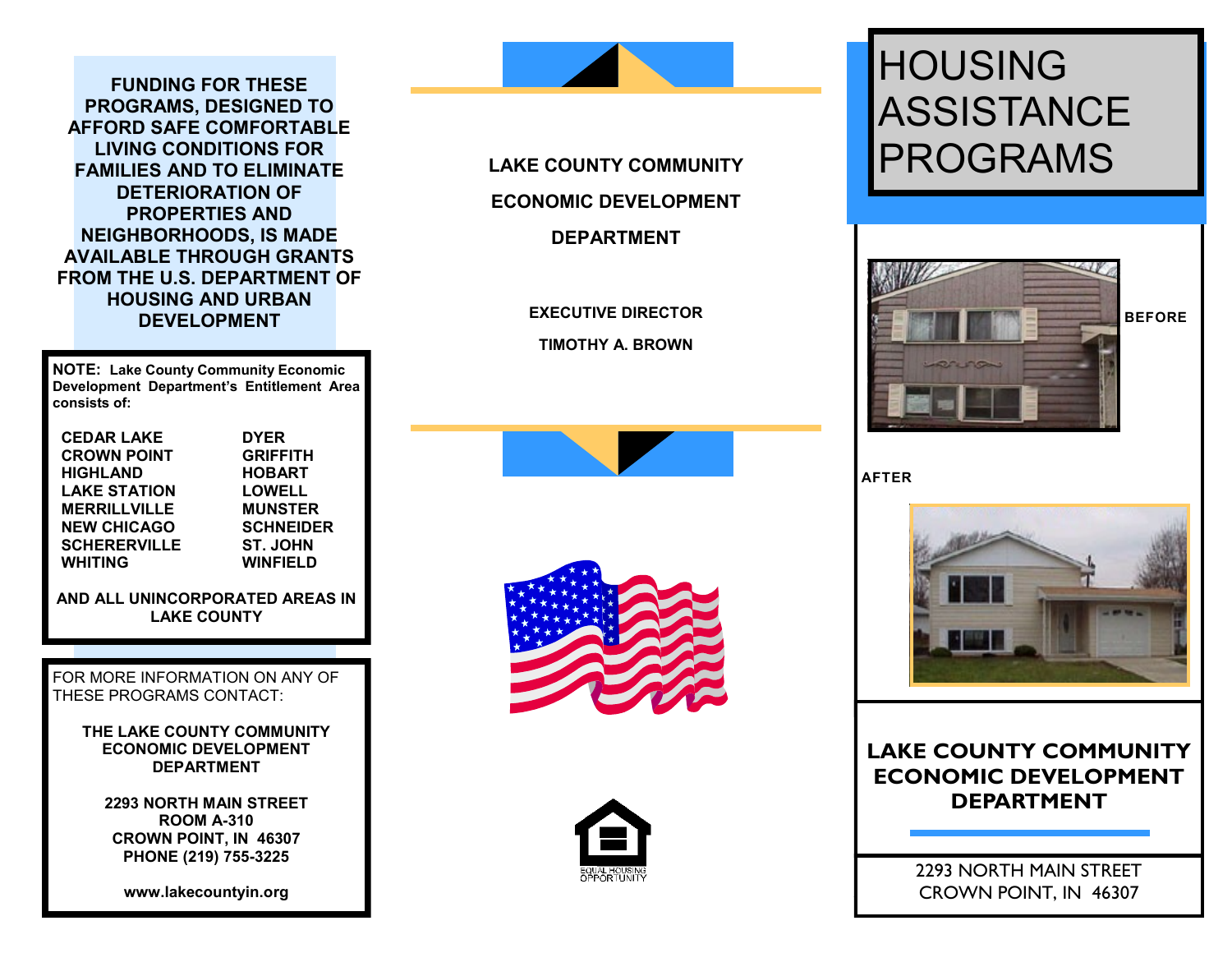**FUNDING FOR THESE PROGRAMS, DESIGNED TO AFFORD SAFE COMFORTABLE LIVING CONDITIONS FOR FAMILIES AND TO ELIMINATE DETERIORATION OF PROPERTIES AND NEIGHBORHOODS, IS MADE AVAILABLE THROUGH GRANTS FROM THE U.S. DEPARTMENT OF HOUSING AND URBAN DEVELOPMENT**

**NOTE: Lake County Community Economic Development Department's Entitlement Area consists of:**

| | |
|---|---|
| **CEDAR LAKE** | **DYER** |
| **CROWN POINT** | **GRIFFITH** |
| **HIGHLAND** | **HOBART** |
| **LAKE STATION** | **LOWELL** |
| **MERRILLVILLE** | **MUNSTER** |
| **NEW CHICAGO** | **SCHNEIDER** |
| **SCHERERVILLE** | **ST. JOHN** |
| **WHITING** | **WINFIELD** |

**AND ALL UNINCORPORATED AREAS IN LAKE COUNTY**

FOR MORE INFORMATION ON ANY OF THESE PROGRAMS CONTACT:

**THE LAKE COUNTY COMMUNITY ECONOMIC DEVELOPMENT DEPARTMENT**

**2293 NORTH MAIN STREET**
**ROOM A-310**
**CROWN POINT, IN 46307**
**PHONE (219) 755-3225**

**www.lakecountyin.org**

**LAKE COUNTY COMMUNITY ECONOMIC DEVELOPMENT DEPARTMENT**

**EXECUTIVE DIRECTOR**
**TIMOTHY A. BROWN**

EQUAL HOUSING OPPORTUNITY

# HOUSING ASSISTANCE PROGRAMS

**BEFORE**

**AFTER**

## LAKE COUNTY COMMUNITY ECONOMIC DEVELOPMENT DEPARTMENT

2293 NORTH MAIN STREET
CROWN POINT, IN 46307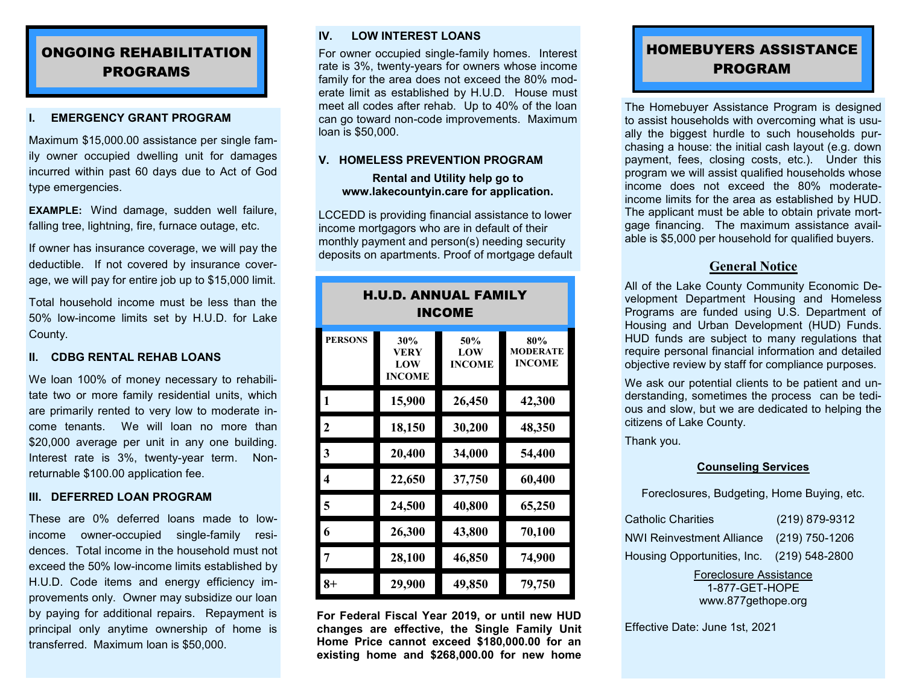## ONGOING REHABILITATION PROGRAMS

### I. EMERGENCY GRANT PROGRAM

Maximum $15,000.00 assistance per single family owner occupied dwelling unit for damages incurred within past 60 days due to Act of God type emergencies.

**EXAMPLE:** Wind damage, sudden well failure, falling tree, lightning, fire, furnace outage, etc.

If owner has insurance coverage, we will pay the deductible. If not covered by insurance coverage, we will pay for entire job up to $15,000 limit.

Total household income must be less than the 50% low-income limits set by H.U.D. for Lake County.

### II. CDBG RENTAL REHAB LOANS

We loan 100% of money necessary to rehabilitate two or more family residential units, which are primarily rented to very low to moderate income tenants. We will loan no more than $20,000 average per unit in any one building. Interest rate is 3%, twenty-year term. Non-returnable $100.00 application fee.

### III. DEFERRED LOAN PROGRAM

These are 0% deferred loans made to low-income owner-occupied single-family residences. Total income in the household must not exceed the 50% low-income limits established by H.U.D. Code items and energy efficiency improvements only. Owner may subsidize our loan by paying for additional repairs. Repayment is principal only anytime ownership of home is transferred. Maximum loan is $50,000.

### IV. LOW INTEREST LOANS

For owner occupied single-family homes. Interest rate is 3%, twenty-years for owners whose income family for the area does not exceed the 80% moderate limit as established by H.U.D. House must meet all codes after rehab. Up to 40% of the loan can go toward non-code improvements. Maximum loan is $50,000.

### V. HOMELESS PREVENTION PROGRAM

**Rental and Utility help go to www.lakecountyin.care for application.**

LCCEDD is providing financial assistance to lower income mortgagors who are in default of their monthly payment and person(s) needing security deposits on apartments. Proof of mortgage default

## H.U.D. ANNUAL FAMILY INCOME

| PERSONS | 30% VERY LOW INCOME | 50% LOW INCOME | 80% MODERATE INCOME |
|---|---|---|---|
| 1 | 15,900 | 26,450 | 42,300 |
| 2 | 18,150 | 30,200 | 48,350 |
| 3 | 20,400 | 34,000 | 54,400 |
| 4 | 22,650 | 37,750 | 60,400 |
| 5 | 24,500 | 40,800 | 65,250 |
| 6 | 26,300 | 43,800 | 70,100 |
| 7 | 28,100 | 46,850 | 74,900 |
| 8+ | 29,900 | 49,850 | 79,750 |

**For Federal Fiscal Year 2019, or until new HUD changes are effective, the Single Family Unit Home Price cannot exceed $180,000.00 for an existing home and $268,000.00 for new home**

## HOMEBUYERS ASSISTANCE PROGRAM

The Homebuyer Assistance Program is designed to assist households with overcoming what is usually the biggest hurdle to such households purchasing a house: the initial cash layout (e.g. down payment, fees, closing costs, etc.). Under this program we will assist qualified households whose income does not exceed the 80% moderate-income limits for the area as established by HUD. The applicant must be able to obtain private mortgage financing. The maximum assistance available is $5,000 per household for qualified buyers.

### General Notice

All of the Lake County Community Economic Development Department Housing and Homeless Programs are funded using U.S. Department of Housing and Urban Development (HUD) Funds. HUD funds are subject to many regulations that require personal financial information and detailed objective review by staff for compliance purposes.

We ask our potential clients to be patient and understanding, sometimes the process can be tedious and slow, but we are dedicated to helping the citizens of Lake County.

Thank you.

**Counseling Services**

Foreclosures, Budgeting, Home Buying, etc.

Catholic Charities (219) 879-9312

NWI Reinvestment Alliance (219) 750-1206

Housing Opportunities, Inc. (219) 548-2800

Foreclosure Assistance
1-877-GET-HOPE
www.877gethope.org

Effective Date: June 1st, 2021